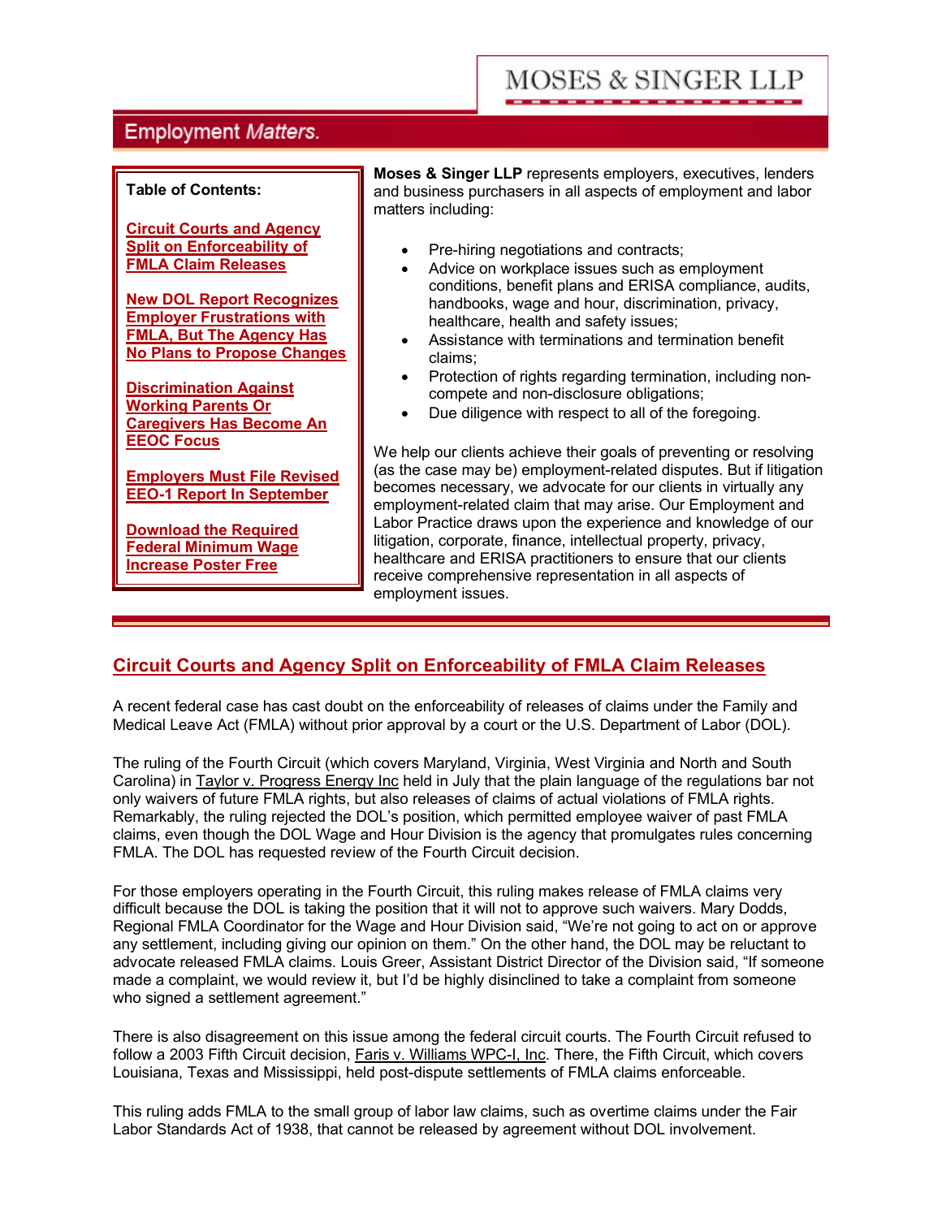MOSES & SINGER LLP

# Employment *Matters.*

**Table of Contents:**

- Circuit Courts and Agency Split on Enforceability of FMLA Claim Releases
- New DOL Report Recognizes Employer Frustrations with FMLA, But The Agency Has No Plans to Propose Changes
- Discrimination Against Working Parents Or Caregivers Has Become An EEOC Focus
- Employers Must File Revised EEO-1 Report In September
- Download the Required Federal Minimum Wage Increase Poster Free

**Moses & Singer LLP** represents employers, executives, lenders and business purchasers in all aspects of employment and labor matters including:

- Pre-hiring negotiations and contracts;
- Advice on workplace issues such as employment conditions, benefit plans and ERISA compliance, audits, handbooks, wage and hour, discrimination, privacy, healthcare, health and safety issues;
- Assistance with terminations and termination benefit claims;
- Protection of rights regarding termination, including non-compete and non-disclosure obligations;
- Due diligence with respect to all of the foregoing.

We help our clients achieve their goals of preventing or resolving (as the case may be) employment-related disputes. But if litigation becomes necessary, we advocate for our clients in virtually any employment-related claim that may arise. Our Employment and Labor Practice draws upon the experience and knowledge of our litigation, corporate, finance, intellectual property, privacy, healthcare and ERISA practitioners to ensure that our clients receive comprehensive representation in all aspects of employment issues.

## Circuit Courts and Agency Split on Enforceability of FMLA Claim Releases

A recent federal case has cast doubt on the enforceability of releases of claims under the Family and Medical Leave Act (FMLA) without prior approval by a court or the U.S. Department of Labor (DOL).

The ruling of the Fourth Circuit (which covers Maryland, Virginia, West Virginia and North and South Carolina) in Taylor v. Progress Energy Inc held in July that the plain language of the regulations bar not only waivers of future FMLA rights, but also releases of claims of actual violations of FMLA rights. Remarkably, the ruling rejected the DOL's position, which permitted employee waiver of past FMLA claims, even though the DOL Wage and Hour Division is the agency that promulgates rules concerning FMLA. The DOL has requested review of the Fourth Circuit decision.

For those employers operating in the Fourth Circuit, this ruling makes release of FMLA claims very difficult because the DOL is taking the position that it will not to approve such waivers. Mary Dodds, Regional FMLA Coordinator for the Wage and Hour Division said, "We're not going to act on or approve any settlement, including giving our opinion on them." On the other hand, the DOL may be reluctant to advocate released FMLA claims. Louis Greer, Assistant District Director of the Division said, "If someone made a complaint, we would review it, but I'd be highly disinclined to take a complaint from someone who signed a settlement agreement."

There is also disagreement on this issue among the federal circuit courts. The Fourth Circuit refused to follow a 2003 Fifth Circuit decision, Faris v. Williams WPC-I, Inc. There, the Fifth Circuit, which covers Louisiana, Texas and Mississippi, held post-dispute settlements of FMLA claims enforceable.

This ruling adds FMLA to the small group of labor law claims, such as overtime claims under the Fair Labor Standards Act of 1938, that cannot be released by agreement without DOL involvement.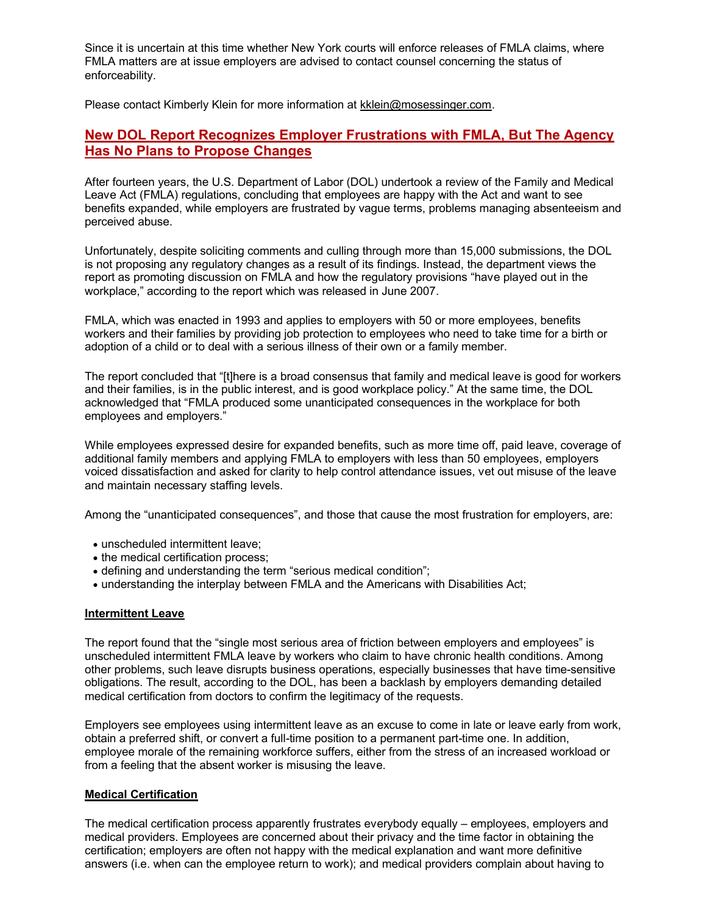Since it is uncertain at this time whether New York courts will enforce releases of FMLA claims, where FMLA matters are at issue employers are advised to contact counsel concerning the status of enforceability.

Please contact Kimberly Klein for more information at kklein@mosessinger.com.

## New DOL Report Recognizes Employer Frustrations with FMLA, But The Agency Has No Plans to Propose Changes

After fourteen years, the U.S. Department of Labor (DOL) undertook a review of the Family and Medical Leave Act (FMLA) regulations, concluding that employees are happy with the Act and want to see benefits expanded, while employers are frustrated by vague terms, problems managing absenteeism and perceived abuse.

Unfortunately, despite soliciting comments and culling through more than 15,000 submissions, the DOL is not proposing any regulatory changes as a result of its findings. Instead, the department views the report as promoting discussion on FMLA and how the regulatory provisions "have played out in the workplace," according to the report which was released in June 2007.

FMLA, which was enacted in 1993 and applies to employers with 50 or more employees, benefits workers and their families by providing job protection to employees who need to take time for a birth or adoption of a child or to deal with a serious illness of their own or a family member.

The report concluded that "[t]here is a broad consensus that family and medical leave is good for workers and their families, is in the public interest, and is good workplace policy." At the same time, the DOL acknowledged that "FMLA produced some unanticipated consequences in the workplace for both employees and employers."

While employees expressed desire for expanded benefits, such as more time off, paid leave, coverage of additional family members and applying FMLA to employers with less than 50 employees, employers voiced dissatisfaction and asked for clarity to help control attendance issues, vet out misuse of the leave and maintain necessary staffing levels.

Among the "unanticipated consequences", and those that cause the most frustration for employers, are:

- unscheduled intermittent leave;
- the medical certification process;
- defining and understanding the term "serious medical condition";
- understanding the interplay between FMLA and the Americans with Disabilities Act;

### Intermittent Leave

The report found that the "single most serious area of friction between employers and employees" is unscheduled intermittent FMLA leave by workers who claim to have chronic health conditions. Among other problems, such leave disrupts business operations, especially businesses that have time-sensitive obligations. The result, according to the DOL, has been a backlash by employers demanding detailed medical certification from doctors to confirm the legitimacy of the requests.

Employers see employees using intermittent leave as an excuse to come in late or leave early from work, obtain a preferred shift, or convert a full-time position to a permanent part-time one. In addition, employee morale of the remaining workforce suffers, either from the stress of an increased workload or from a feeling that the absent worker is misusing the leave.

### Medical Certification

The medical certification process apparently frustrates everybody equally – employees, employers and medical providers. Employees are concerned about their privacy and the time factor in obtaining the certification; employers are often not happy with the medical explanation and want more definitive answers (i.e. when can the employee return to work); and medical providers complain about having to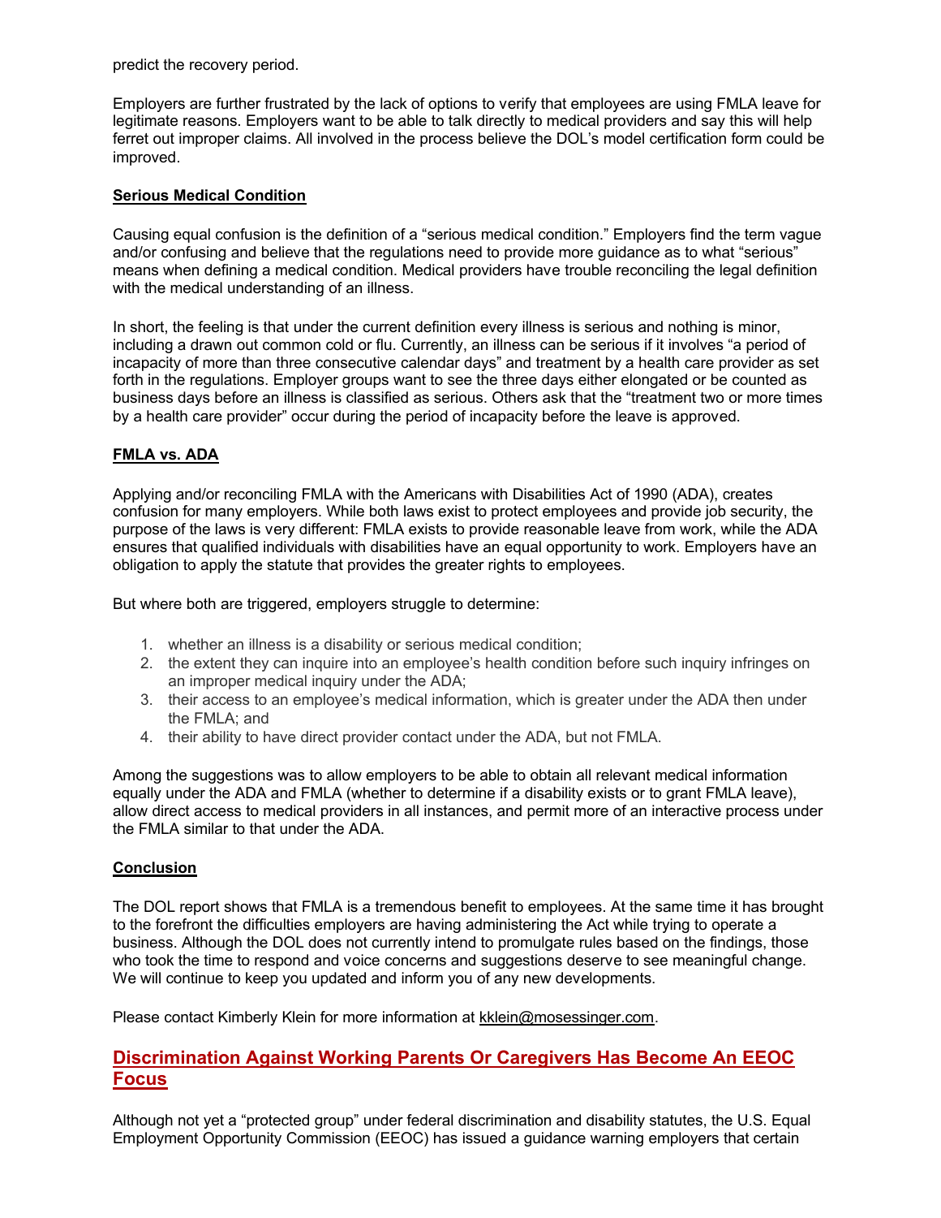predict the recovery period.

Employers are further frustrated by the lack of options to verify that employees are using FMLA leave for legitimate reasons. Employers want to be able to talk directly to medical providers and say this will help ferret out improper claims. All involved in the process believe the DOL's model certification form could be improved.

**Serious Medical Condition**

Causing equal confusion is the definition of a "serious medical condition." Employers find the term vague and/or confusing and believe that the regulations need to provide more guidance as to what "serious" means when defining a medical condition. Medical providers have trouble reconciling the legal definition with the medical understanding of an illness.

In short, the feeling is that under the current definition every illness is serious and nothing is minor, including a drawn out common cold or flu. Currently, an illness can be serious if it involves "a period of incapacity of more than three consecutive calendar days" and treatment by a health care provider as set forth in the regulations. Employer groups want to see the three days either elongated or be counted as business days before an illness is classified as serious. Others ask that the "treatment two or more times by a health care provider" occur during the period of incapacity before the leave is approved.

**FMLA vs. ADA**

Applying and/or reconciling FMLA with the Americans with Disabilities Act of 1990 (ADA), creates confusion for many employers. While both laws exist to protect employees and provide job security, the purpose of the laws is very different: FMLA exists to provide reasonable leave from work, while the ADA ensures that qualified individuals with disabilities have an equal opportunity to work. Employers have an obligation to apply the statute that provides the greater rights to employees.

But where both are triggered, employers struggle to determine:

1. whether an illness is a disability or serious medical condition;
2. the extent they can inquire into an employee's health condition before such inquiry infringes on an improper medical inquiry under the ADA;
3. their access to an employee's medical information, which is greater under the ADA then under the FMLA; and
4. their ability to have direct provider contact under the ADA, but not FMLA.

Among the suggestions was to allow employers to be able to obtain all relevant medical information equally under the ADA and FMLA (whether to determine if a disability exists or to grant FMLA leave), allow direct access to medical providers in all instances, and permit more of an interactive process under the FMLA similar to that under the ADA.

**Conclusion**

The DOL report shows that FMLA is a tremendous benefit to employees. At the same time it has brought to the forefront the difficulties employers are having administering the Act while trying to operate a business. Although the DOL does not currently intend to promulgate rules based on the findings, those who took the time to respond and voice concerns and suggestions deserve to see meaningful change. We will continue to keep you updated and inform you of any new developments.

Please contact Kimberly Klein for more information at kklein@mosessinger.com.

## Discrimination Against Working Parents Or Caregivers Has Become An EEOC Focus

Although not yet a "protected group" under federal discrimination and disability statutes, the U.S. Equal Employment Opportunity Commission (EEOC) has issued a guidance warning employers that certain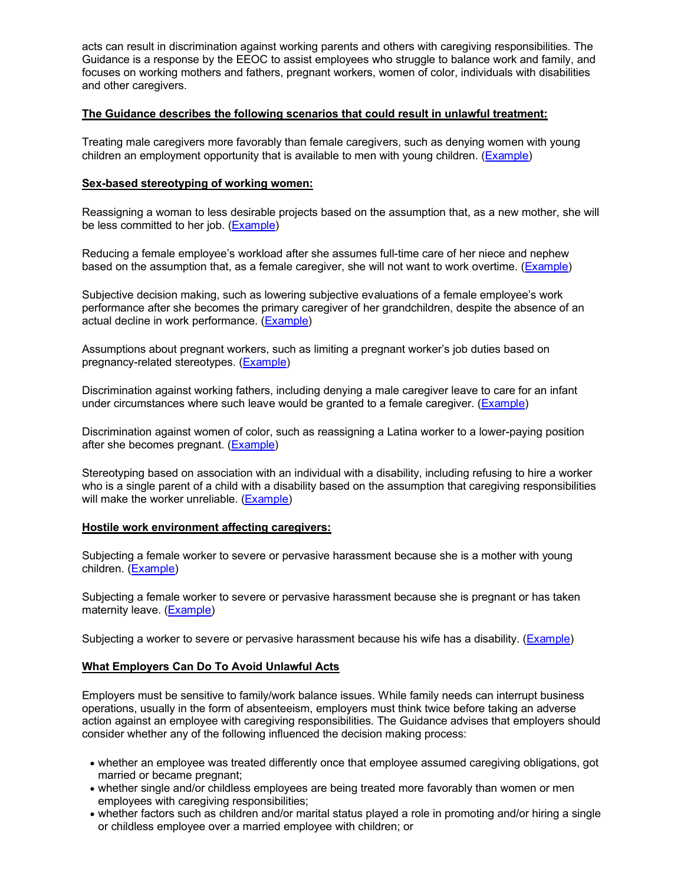acts can result in discrimination against working parents and others with caregiving responsibilities. The Guidance is a response by the EEOC to assist employees who struggle to balance work and family, and focuses on working mothers and fathers, pregnant workers, women of color, individuals with disabilities and other caregivers.

**The Guidance describes the following scenarios that could result in unlawful treatment:**

Treating male caregivers more favorably than female caregivers, such as denying women with young children an employment opportunity that is available to men with young children. (Example)

**Sex-based stereotyping of working women:**

Reassigning a woman to less desirable projects based on the assumption that, as a new mother, she will be less committed to her job. (Example)

Reducing a female employee's workload after she assumes full-time care of her niece and nephew based on the assumption that, as a female caregiver, she will not want to work overtime. (Example)

Subjective decision making, such as lowering subjective evaluations of a female employee's work performance after she becomes the primary caregiver of her grandchildren, despite the absence of an actual decline in work performance. (Example)

Assumptions about pregnant workers, such as limiting a pregnant worker's job duties based on pregnancy-related stereotypes. (Example)

Discrimination against working fathers, including denying a male caregiver leave to care for an infant under circumstances where such leave would be granted to a female caregiver. (Example)

Discrimination against women of color, such as reassigning a Latina worker to a lower-paying position after she becomes pregnant. (Example)

Stereotyping based on association with an individual with a disability, including refusing to hire a worker who is a single parent of a child with a disability based on the assumption that caregiving responsibilities will make the worker unreliable. (Example)

**Hostile work environment affecting caregivers:**

Subjecting a female worker to severe or pervasive harassment because she is a mother with young children. (Example)

Subjecting a female worker to severe or pervasive harassment because she is pregnant or has taken maternity leave. (Example)

Subjecting a worker to severe or pervasive harassment because his wife has a disability. (Example)

**What Employers Can Do To Avoid Unlawful Acts**

Employers must be sensitive to family/work balance issues. While family needs can interrupt business operations, usually in the form of absenteeism, employers must think twice before taking an adverse action against an employee with caregiving responsibilities. The Guidance advises that employers should consider whether any of the following influenced the decision making process:

- whether an employee was treated differently once that employee assumed caregiving obligations, got married or became pregnant;
- whether single and/or childless employees are being treated more favorably than women or men employees with caregiving responsibilities;
- whether factors such as children and/or marital status played a role in promoting and/or hiring a single or childless employee over a married employee with children; or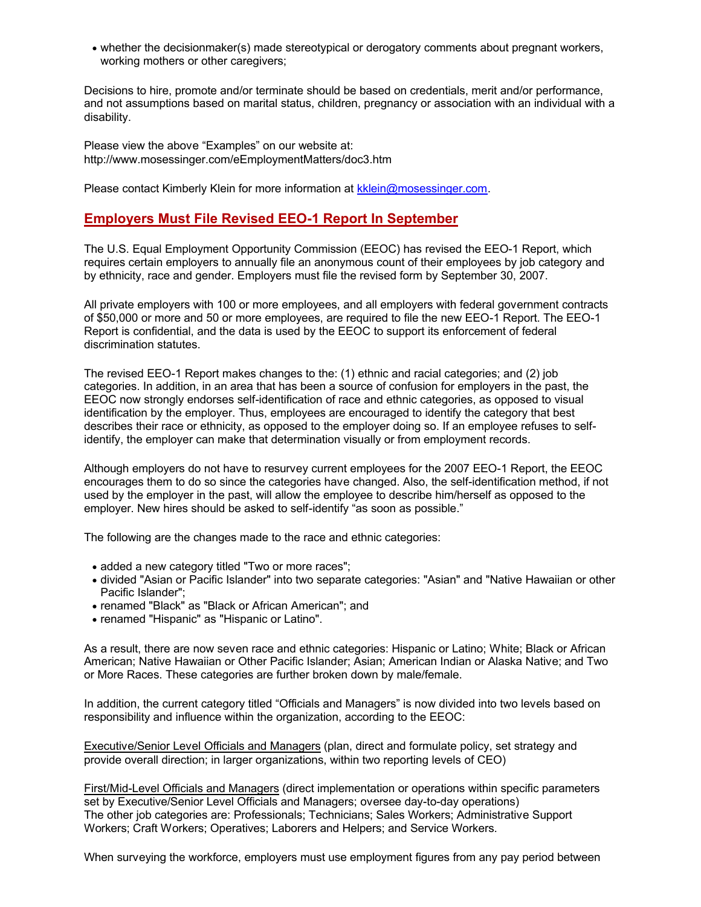- whether the decisionmaker(s) made stereotypical or derogatory comments about pregnant workers, working mothers or other caregivers;

Decisions to hire, promote and/or terminate should be based on credentials, merit and/or performance, and not assumptions based on marital status, children, pregnancy or association with an individual with a disability.

Please view the above "Examples" on our website at: http://www.mosessinger.com/eEmploymentMatters/doc3.htm

Please contact Kimberly Klein for more information at kklein@mosessinger.com.

## Employers Must File Revised EEO-1 Report In September

The U.S. Equal Employment Opportunity Commission (EEOC) has revised the EEO-1 Report, which requires certain employers to annually file an anonymous count of their employees by job category and by ethnicity, race and gender. Employers must file the revised form by September 30, 2007.

All private employers with 100 or more employees, and all employers with federal government contracts of $50,000 or more and 50 or more employees, are required to file the new EEO-1 Report. The EEO-1 Report is confidential, and the data is used by the EEOC to support its enforcement of federal discrimination statutes.

The revised EEO-1 Report makes changes to the: (1) ethnic and racial categories; and (2) job categories. In addition, in an area that has been a source of confusion for employers in the past, the EEOC now strongly endorses self-identification of race and ethnic categories, as opposed to visual identification by the employer. Thus, employees are encouraged to identify the category that best describes their race or ethnicity, as opposed to the employer doing so. If an employee refuses to self-identify, the employer can make that determination visually or from employment records.

Although employers do not have to resurvey current employees for the 2007 EEO-1 Report, the EEOC encourages them to do so since the categories have changed. Also, the self-identification method, if not used by the employer in the past, will allow the employee to describe him/herself as opposed to the employer. New hires should be asked to self-identify "as soon as possible."

The following are the changes made to the race and ethnic categories:

- added a new category titled "Two or more races";
- divided "Asian or Pacific Islander" into two separate categories: "Asian" and "Native Hawaiian or other Pacific Islander";
- renamed "Black" as "Black or African American"; and
- renamed "Hispanic" as "Hispanic or Latino".

As a result, there are now seven race and ethnic categories: Hispanic or Latino; White; Black or African American; Native Hawaiian or Other Pacific Islander; Asian; American Indian or Alaska Native; and Two or More Races. These categories are further broken down by male/female.

In addition, the current category titled "Officials and Managers" is now divided into two levels based on responsibility and influence within the organization, according to the EEOC:

Executive/Senior Level Officials and Managers (plan, direct and formulate policy, set strategy and provide overall direction; in larger organizations, within two reporting levels of CEO)

First/Mid-Level Officials and Managers (direct implementation or operations within specific parameters set by Executive/Senior Level Officials and Managers; oversee day-to-day operations)
The other job categories are: Professionals; Technicians; Sales Workers; Administrative Support Workers; Craft Workers; Operatives; Laborers and Helpers; and Service Workers.

When surveying the workforce, employers must use employment figures from any pay period between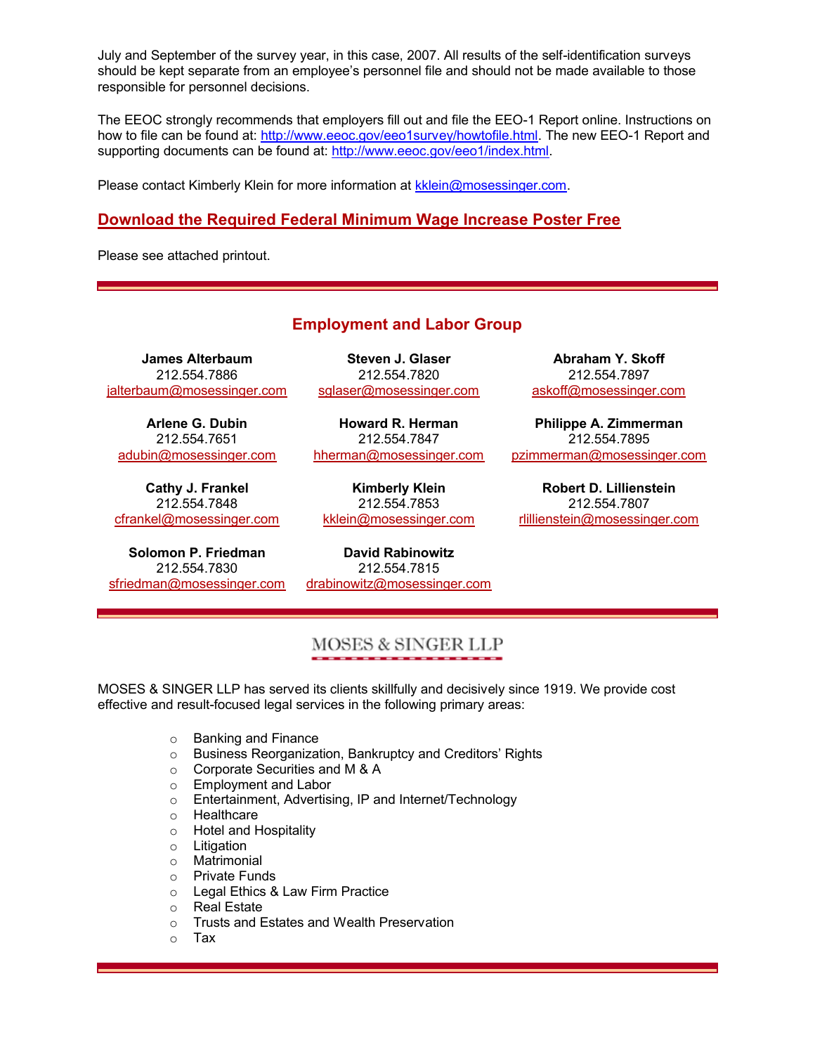July and September of the survey year, in this case, 2007. All results of the self-identification surveys should be kept separate from an employee's personnel file and should not be made available to those responsible for personnel decisions.

The EEOC strongly recommends that employers fill out and file the EEO-1 Report online. Instructions on how to file can be found at: http://www.eeoc.gov/eeo1survey/howtofile.html. The new EEO-1 Report and supporting documents can be found at: http://www.eeoc.gov/eeo1/index.html.

Please contact Kimberly Klein for more information at kklein@mosessinger.com.

## Download the Required Federal Minimum Wage Increase Poster Free

Please see attached printout.

---

## Employment and Labor Group

**James Alterbaum**
212.554.7886
jalterbaum@mosessinger.com

**Steven J. Glaser**
212.554.7820
sglaser@mosessinger.com

**Abraham Y. Skoff**
212.554.7897
askoff@mosessinger.com

**Arlene G. Dubin**
212.554.7651
adubin@mosessinger.com

**Howard R. Herman**
212.554.7847
hherman@mosessinger.com

**Philippe A. Zimmerman**
212.554.7895
pzimmerman@mosessinger.com

**Cathy J. Frankel**
212.554.7848
cfrankel@mosessinger.com

**Kimberly Klein**
212.554.7853
kklein@mosessinger.com

**Robert D. Lillienstein**
212.554.7807
rlillienstein@mosessinger.com

**Solomon P. Friedman**
212.554.7830
sfriedman@mosessinger.com

**David Rabinowitz**
212.554.7815
drabinowitz@mosessinger.com

---

MOSES & SINGER LLP

MOSES & SINGER LLP has served its clients skillfully and decisively since 1919. We provide cost effective and result-focused legal services in the following primary areas:

- Banking and Finance
- Business Reorganization, Bankruptcy and Creditors' Rights
- Corporate Securities and M & A
- Employment and Labor
- Entertainment, Advertising, IP and Internet/Technology
- Healthcare
- Hotel and Hospitality
- Litigation
- Matrimonial
- Private Funds
- Legal Ethics & Law Firm Practice
- Real Estate
- Trusts and Estates and Wealth Preservation
- Tax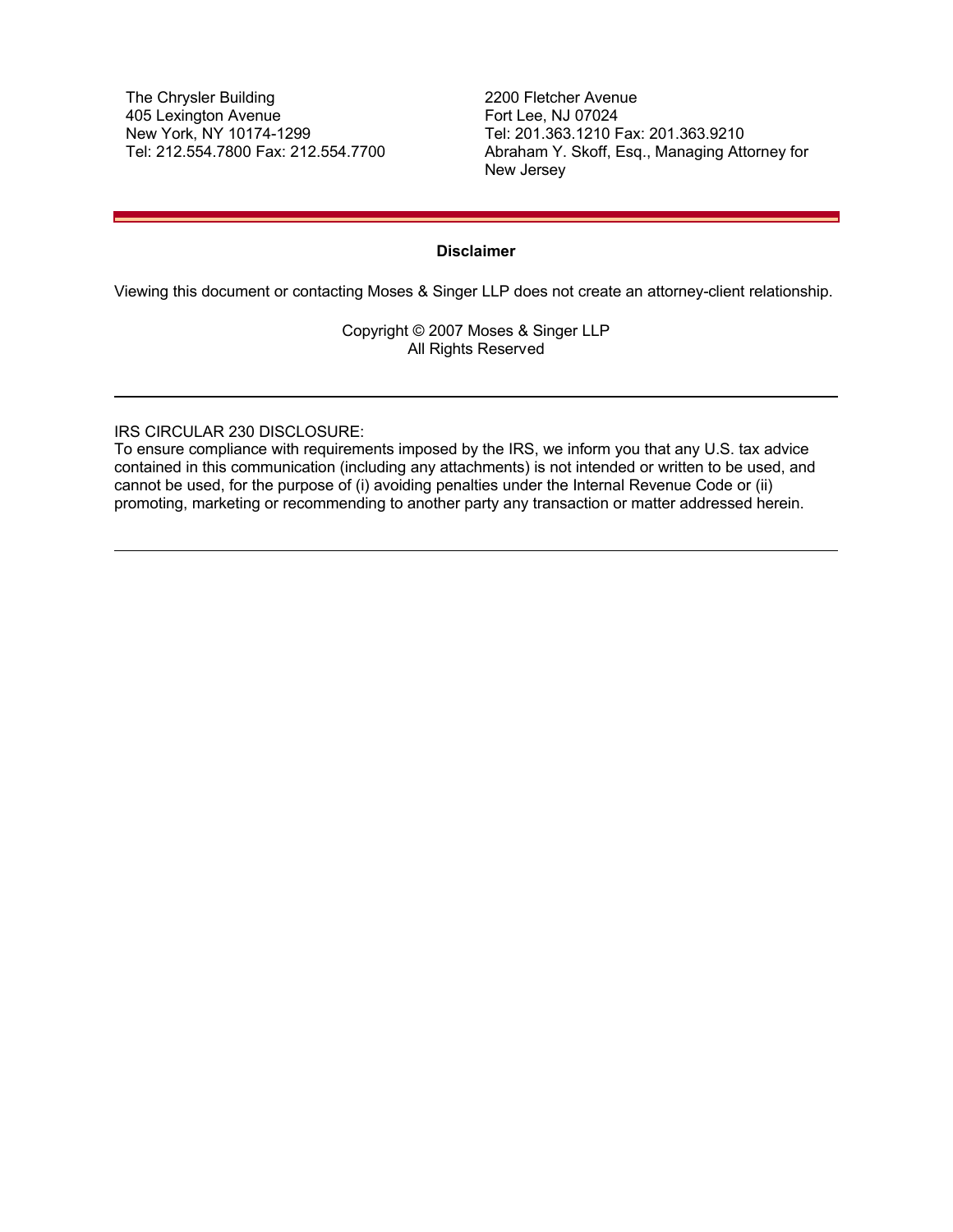The Chrysler Building
405 Lexington Avenue
New York, NY 10174-1299
Tel: 212.554.7800 Fax: 212.554.7700

2200 Fletcher Avenue
Fort Lee, NJ 07024
Tel: 201.363.1210 Fax: 201.363.9210
Abraham Y. Skoff, Esq., Managing Attorney for New Jersey

---

**Disclaimer**

Viewing this document or contacting Moses & Singer LLP does not create an attorney-client relationship.

Copyright © 2007 Moses & Singer LLP
All Rights Reserved

---

IRS CIRCULAR 230 DISCLOSURE:
To ensure compliance with requirements imposed by the IRS, we inform you that any U.S. tax advice contained in this communication (including any attachments) is not intended or written to be used, and cannot be used, for the purpose of (i) avoiding penalties under the Internal Revenue Code or (ii) promoting, marketing or recommending to another party any transaction or matter addressed herein.

---